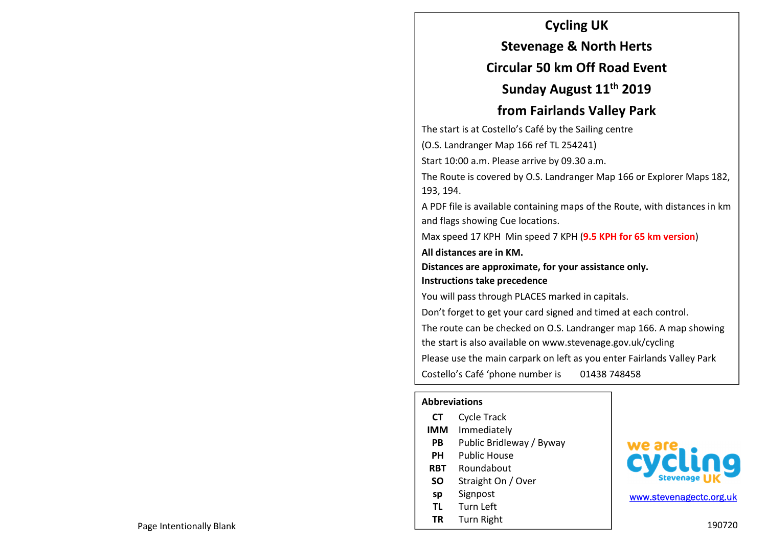Page Intentionally Blank

# Cycling UK
# Stevenage & North Herts
# Circular 50 km Off Road Event
# Sunday August 11th 2019
# from Fairlands Valley Park

The start is at Costello's Café by the Sailing centre

(O.S. Landranger Map 166 ref TL 254241)

Start 10:00 a.m. Please arrive by 09.30 a.m.

The Route is covered by O.S. Landranger Map 166 or Explorer Maps 182, 193, 194.

A PDF file is available containing maps of the Route, with distances in km and flags showing Cue locations.

Max speed 17 KPH Min speed 7 KPH (**9.5 KPH for 65 km version**)

**All distances are in KM.**
**Distances are approximate, for your assistance only.**
**Instructions take precedence**

You will pass through PLACES marked in capitals.

Don't forget to get your card signed and timed at each control.

The route can be checked on O.S. Landranger map 166. A map showing the start is also available on www.stevenage.gov.uk/cycling

Please use the main carpark on left as you enter Fairlands Valley Park

Costello's Café 'phone number is 01438 748458

**Abbreviations**

| | |
|---|---|
| **CT** | Cycle Track |
| **IMM** | Immediately |
| **PB** | Public Bridleway / Byway |
| **PH** | Public House |
| **RBT** | Roundabout |
| **SO** | Straight On / Over |
| **sp** | Signpost |
| **TL** | Turn Left |
| **TR** | Turn Right |

we are cycling Stevenage UK

www.stevenagectc.org.uk

190720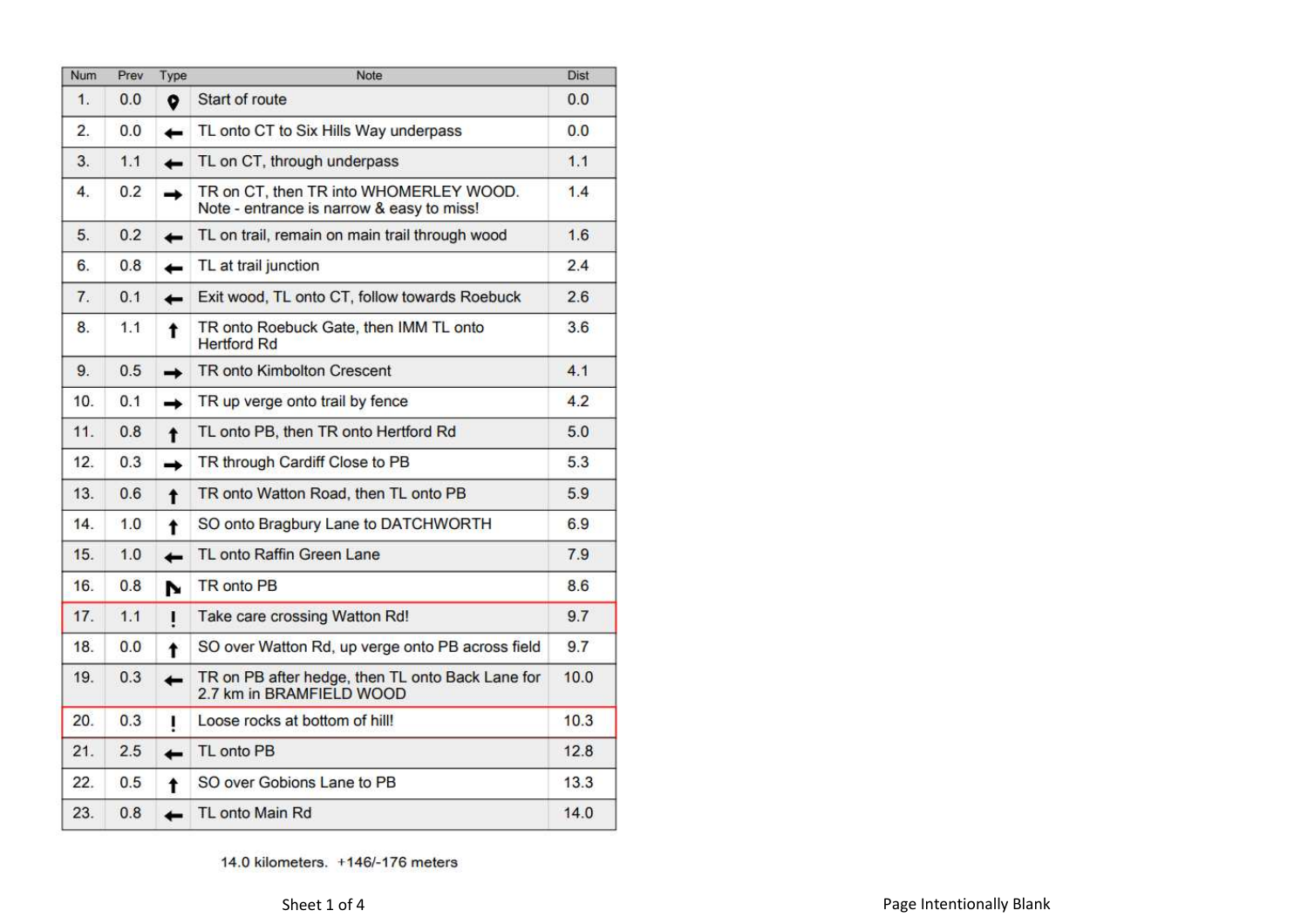| Num | Prev | Type | Note | Dist |
| --- | --- | --- | --- | --- |
| 1. | 0.0 | 📍 | Start of route | 0.0 |
| 2. | 0.0 | ← | TL onto CT to Six Hills Way underpass | 0.0 |
| 3. | 1.1 | ← | TL on CT, through underpass | 1.1 |
| 4. | 0.2 | → | TR on CT, then TR into WHOMERLEY WOOD. Note - entrance is narrow & easy to miss! | 1.4 |
| 5. | 0.2 | ← | TL on trail, remain on main trail through wood | 1.6 |
| 6. | 0.8 | ← | TL at trail junction | 2.4 |
| 7. | 0.1 | ← | Exit wood, TL onto CT, follow towards Roebuck | 2.6 |
| 8. | 1.1 | ↑ | TR onto Roebuck Gate, then IMM TL onto Hertford Rd | 3.6 |
| 9. | 0.5 | → | TR onto Kimbolton Crescent | 4.1 |
| 10. | 0.1 | → | TR up verge onto trail by fence | 4.2 |
| 11. | 0.8 | ↑ | TL onto PB, then TR onto Hertford Rd | 5.0 |
| 12. | 0.3 | → | TR through Cardiff Close to PB | 5.3 |
| 13. | 0.6 | ↑ | TR onto Watton Road, then TL onto PB | 5.9 |
| 14. | 1.0 | ↑ | SO onto Bragbury Lane to DATCHWORTH | 6.9 |
| 15. | 1.0 | ← | TL onto Raffin Green Lane | 7.9 |
| 16. | 0.8 | ↘ | TR onto PB | 8.6 |
| 17. | 1.1 | ! | Take care crossing Watton Rd! | 9.7 |
| 18. | 0.0 | ↑ | SO over Watton Rd, up verge onto PB across field | 9.7 |
| 19. | 0.3 | ← | TR on PB after hedge, then TL onto Back Lane for 2.7 km in BRAMFIELD WOOD | 10.0 |
| 20. | 0.3 | ! | Loose rocks at bottom of hill! | 10.3 |
| 21. | 2.5 | ← | TL onto PB | 12.8 |
| 22. | 0.5 | ↑ | SO over Gobions Lane to PB | 13.3 |
| 23. | 0.8 | ← | TL onto Main Rd | 14.0 |

14.0 kilometers. +146/-176 meters

Sheet 1 of 4

Page Intentionally Blank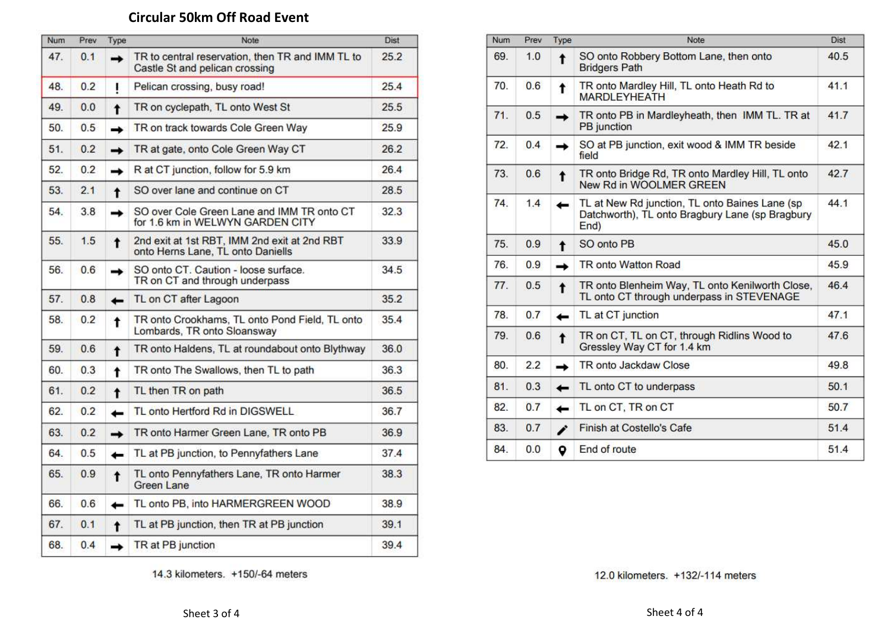## Circular 50km Off Road Event

| Num | Prev | Type | Note | Dist |
|---|---|---|---|---|
| 47. | 0.1 | → | TR to central reservation, then TR and IMM TL to Castle St and pelican crossing | 25.2 |
| 48. | 0.2 | ! | Pelican crossing, busy road! | 25.4 |
| 49. | 0.0 | ↑ | TR on cyclepath, TL onto West St | 25.5 |
| 50. | 0.5 | → | TR on track towards Cole Green Way | 25.9 |
| 51. | 0.2 | → | TR at gate, onto Cole Green Way CT | 26.2 |
| 52. | 0.2 | → | R at CT junction, follow for 5.9 km | 26.4 |
| 53. | 2.1 | ↑ | SO over lane and continue on CT | 28.5 |
| 54. | 3.8 | → | SO over Cole Green Lane and IMM TR onto CT for 1.6 km in WELWYN GARDEN CITY | 32.3 |
| 55. | 1.5 | ↑ | 2nd exit at 1st RBT, IMM 2nd exit at 2nd RBT onto Herns Lane, TL onto Daniells | 33.9 |
| 56. | 0.6 | → | SO onto CT. Caution - loose surface. TR on CT and through underpass | 34.5 |
| 57. | 0.8 | ← | TL on CT after Lagoon | 35.2 |
| 58. | 0.2 | ↑ | TR onto Crookhams, TL onto Pond Field, TL onto Lombards, TR onto Sloansway | 35.4 |
| 59. | 0.6 | ↑ | TR onto Haldens, TL at roundabout onto Blythway | 36.0 |
| 60. | 0.3 | ↑ | TR onto The Swallows, then TL to path | 36.3 |
| 61. | 0.2 | ↑ | TL then TR on path | 36.5 |
| 62. | 0.2 | ← | TL onto Hertford Rd in DIGSWELL | 36.7 |
| 63. | 0.2 | → | TR onto Harmer Green Lane, TR onto PB | 36.9 |
| 64. | 0.5 | ← | TL at PB junction, to Pennyfathers Lane | 37.4 |
| 65. | 0.9 | ↑ | TL onto Pennyfathers Lane, TR onto Harmer Green Lane | 38.3 |
| 66. | 0.6 | ← | TL onto PB, into HARMERGREEN WOOD | 38.9 |
| 67. | 0.1 | ↑ | TL at PB junction, then TR at PB junction | 39.1 |
| 68. | 0.4 | → | TR at PB junction | 39.4 |

14.3 kilometers. +150/-64 meters

| Num | Prev | Type | Note | Dist |
|---|---|---|---|---|
| 69. | 1.0 | ↑ | SO onto Robbery Bottom Lane, then onto Bridgers Path | 40.5 |
| 70. | 0.6 | ↑ | TR onto Mardley Hill, TL onto Heath Rd to MARDLEYHEATH | 41.1 |
| 71. | 0.5 | → | TR onto PB in Mardleyheath, then IMM TL. TR at PB junction | 41.7 |
| 72. | 0.4 | → | SO at PB junction, exit wood & IMM TR beside field | 42.1 |
| 73. | 0.6 | ↑ | TR onto Bridge Rd, TR onto Mardley Hill, TL onto New Rd in WOOLMER GREEN | 42.7 |
| 74. | 1.4 | ← | TL at New Rd junction, TL onto Baines Lane (sp Datchworth), TL onto Bragbury Lane (sp Bragbury End) | 44.1 |
| 75. | 0.9 | ↑ | SO onto PB | 45.0 |
| 76. | 0.9 | → | TR onto Watton Road | 45.9 |
| 77. | 0.5 | ↑ | TR onto Blenheim Way, TL onto Kenilworth Close, TL onto CT through underpass in STEVENAGE | 46.4 |
| 78. | 0.7 | ← | TL at CT junction | 47.1 |
| 79. | 0.6 | ↑ | TR on CT, TL on CT, through Ridlins Wood to Gressley Way CT for 1.4 km | 47.6 |
| 80. | 2.2 | → | TR onto Jackdaw Close | 49.8 |
| 81. | 0.3 | ← | TL onto CT to underpass | 50.1 |
| 82. | 0.7 | ← | TL on CT, TR on CT | 50.7 |
| 83. | 0.7 | ✎ | Finish at Costello's Cafe | 51.4 |
| 84. | 0.0 | 📍 | End of route | 51.4 |

12.0 kilometers. +132/-114 meters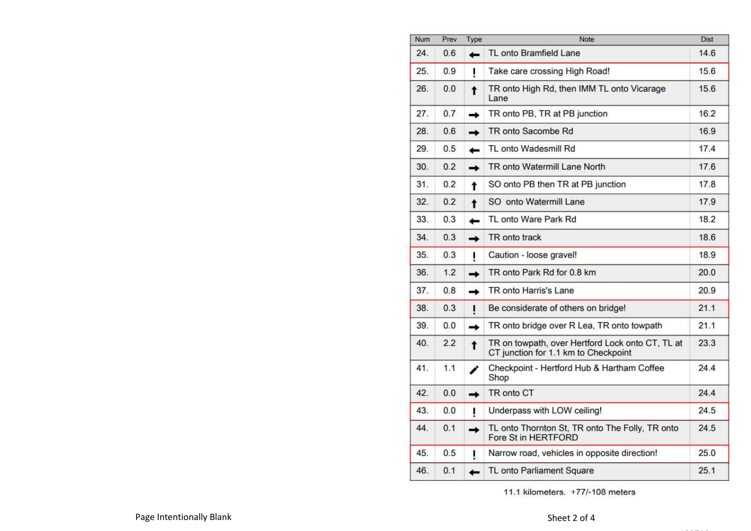Page Intentionally Blank

| Num | Prev | Type | Note | Dist |
|---|---|---|---|---|
| 24. | 0.6 | ← | TL onto Bramfield Lane | 14.6 |
| 25. | 0.9 | ! | Take care crossing High Road! | 15.6 |
| 26. | 0.0 | ↑ | TR onto High Rd, then IMM TL onto Vicarage Lane | 15.6 |
| 27. | 0.7 | → | TR onto PB, TR at PB junction | 16.2 |
| 28. | 0.6 | → | TR onto Sacombe Rd | 16.9 |
| 29. | 0.5 | ← | TL onto Wadesmill Rd | 17.4 |
| 30. | 0.2 | → | TR onto Watermill Lane North | 17.6 |
| 31. | 0.2 | ↑ | SO onto PB then TR at PB junction | 17.8 |
| 32. | 0.2 | ↑ | SO onto Watermill Lane | 17.9 |
| 33. | 0.3 | ← | TL onto Ware Park Rd | 18.2 |
| 34. | 0.3 | → | TR onto track | 18.6 |
| 35. | 0.3 | ! | Caution - loose gravel! | 18.9 |
| 36. | 1.2 | → | TR onto Park Rd for 0.8 km | 20.0 |
| 37. | 0.8 | → | TR onto Harris's Lane | 20.9 |
| 38. | 0.3 | ! | Be considerate of others on bridge! | 21.1 |
| 39. | 0.0 | → | TR onto bridge over R Lea, TR onto towpath | 21.1 |
| 40. | 2.2 | ↑ | TR on towpath, over Hertford Lock onto CT, TL at CT junction for 1.1 km to Checkpoint | 23.3 |
| 41. | 1.1 | ✎ | Checkpoint - Hertford Hub & Hartham Coffee Shop | 24.4 |
| 42. | 0.0 | → | TR onto CT | 24.4 |
| 43. | 0.0 | ! | Underpass with LOW ceiling! | 24.5 |
| 44. | 0.1 | → | TL onto Thornton St, TR onto The Folly, TR onto Fore St in HERTFORD | 24.5 |
| 45. | 0.5 | ! | Narrow road, vehicles in opposite direction! | 25.0 |
| 46. | 0.1 | ← | TL onto Parliament Square | 25.1 |

11.1 kilometers. +77/-108 meters